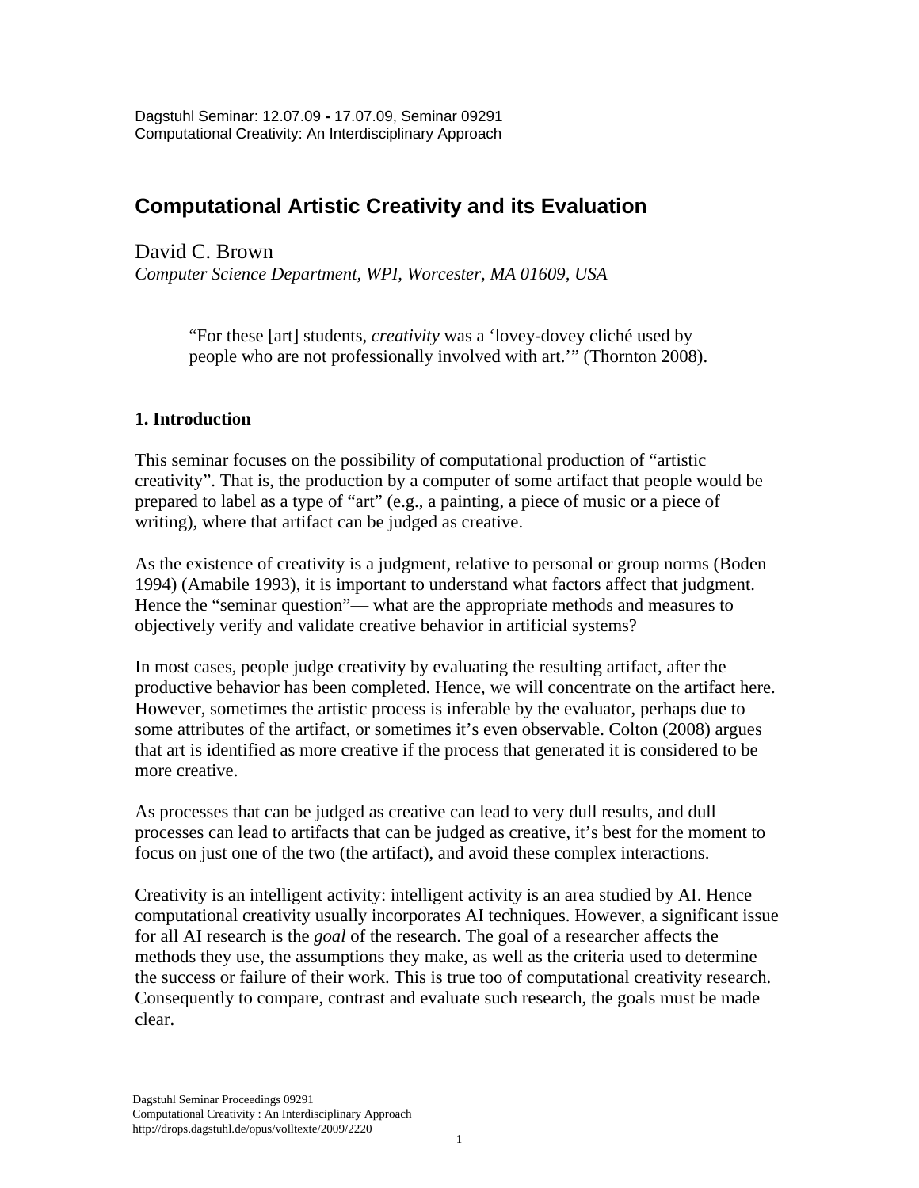Dagstuhl Seminar: 12.07.09 - 17.07.09, Seminar 09291
Computational Creativity: An Interdisciplinary Approach

# Computational Artistic Creativity and its Evaluation

David C. Brown
*Computer Science Department, WPI, Worcester, MA 01609, USA*

> "For these [art] students, *creativity* was a 'lovey-dovey cliché used by people who are not professionally involved with art.'" (Thornton 2008).

## 1. Introduction

This seminar focuses on the possibility of computational production of "artistic creativity". That is, the production by a computer of some artifact that people would be prepared to label as a type of "art" (e.g., a painting, a piece of music or a piece of writing), where that artifact can be judged as creative.

As the existence of creativity is a judgment, relative to personal or group norms (Boden 1994) (Amabile 1993), it is important to understand what factors affect that judgment. Hence the "seminar question"— what are the appropriate methods and measures to objectively verify and validate creative behavior in artificial systems?

In most cases, people judge creativity by evaluating the resulting artifact, after the productive behavior has been completed. Hence, we will concentrate on the artifact here. However, sometimes the artistic process is inferable by the evaluator, perhaps due to some attributes of the artifact, or sometimes it's even observable. Colton (2008) argues that art is identified as more creative if the process that generated it is considered to be more creative.

As processes that can be judged as creative can lead to very dull results, and dull processes can lead to artifacts that can be judged as creative, it's best for the moment to focus on just one of the two (the artifact), and avoid these complex interactions.

Creativity is an intelligent activity: intelligent activity is an area studied by AI. Hence computational creativity usually incorporates AI techniques. However, a significant issue for all AI research is the *goal* of the research. The goal of a researcher affects the methods they use, the assumptions they make, as well as the criteria used to determine the success or failure of their work. This is true too of computational creativity research. Consequently to compare, contrast and evaluate such research, the goals must be made clear.

Dagstuhl Seminar Proceedings 09291
Computational Creativity : An Interdisciplinary Approach
http://drops.dagstuhl.de/opus/volltexte/2009/2220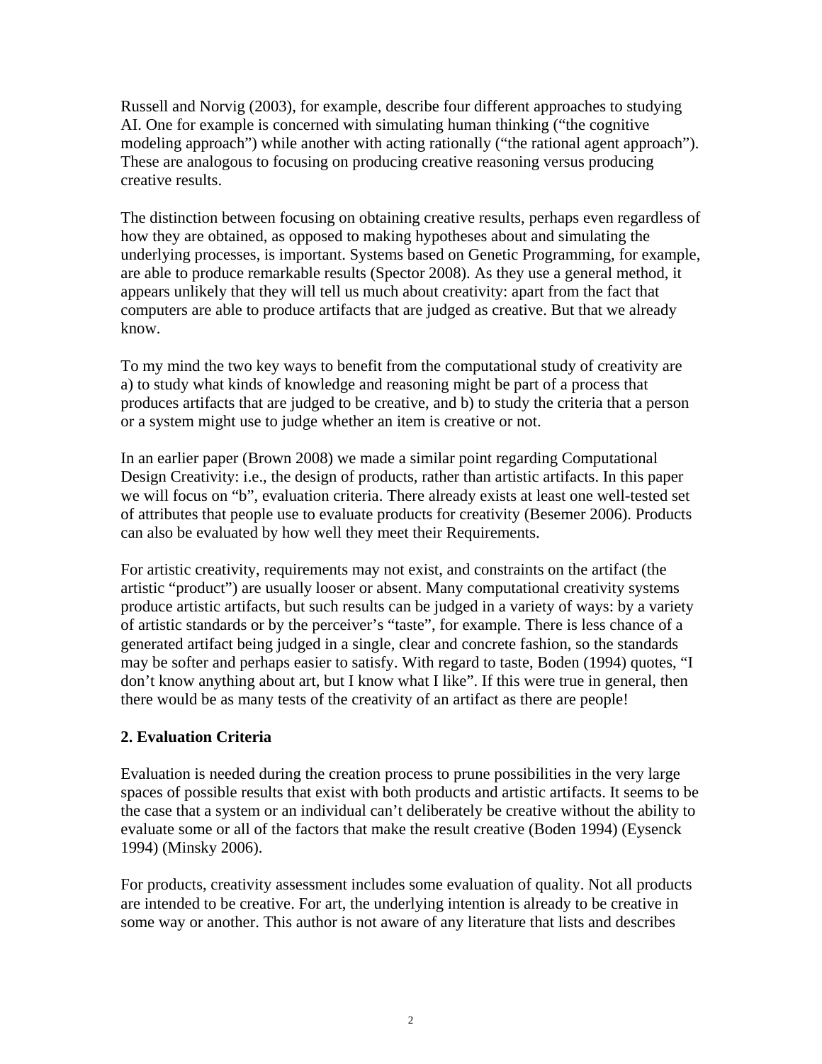Russell and Norvig (2003), for example, describe four different approaches to studying AI. One for example is concerned with simulating human thinking ("the cognitive modeling approach") while another with acting rationally ("the rational agent approach"). These are analogous to focusing on producing creative reasoning versus producing creative results.

The distinction between focusing on obtaining creative results, perhaps even regardless of how they are obtained, as opposed to making hypotheses about and simulating the underlying processes, is important. Systems based on Genetic Programming, for example, are able to produce remarkable results (Spector 2008). As they use a general method, it appears unlikely that they will tell us much about creativity: apart from the fact that computers are able to produce artifacts that are judged as creative. But that we already know.

To my mind the two key ways to benefit from the computational study of creativity are a) to study what kinds of knowledge and reasoning might be part of a process that produces artifacts that are judged to be creative, and b) to study the criteria that a person or a system might use to judge whether an item is creative or not.

In an earlier paper (Brown 2008) we made a similar point regarding Computational Design Creativity: i.e., the design of products, rather than artistic artifacts. In this paper we will focus on "b", evaluation criteria. There already exists at least one well-tested set of attributes that people use to evaluate products for creativity (Besemer 2006). Products can also be evaluated by how well they meet their Requirements.

For artistic creativity, requirements may not exist, and constraints on the artifact (the artistic "product") are usually looser or absent. Many computational creativity systems produce artistic artifacts, but such results can be judged in a variety of ways: by a variety of artistic standards or by the perceiver's "taste", for example. There is less chance of a generated artifact being judged in a single, clear and concrete fashion, so the standards may be softer and perhaps easier to satisfy. With regard to taste, Boden (1994) quotes, "I don't know anything about art, but I know what I like". If this were true in general, then there would be as many tests of the creativity of an artifact as there are people!

## 2. Evaluation Criteria

Evaluation is needed during the creation process to prune possibilities in the very large spaces of possible results that exist with both products and artistic artifacts. It seems to be the case that a system or an individual can't deliberately be creative without the ability to evaluate some or all of the factors that make the result creative (Boden 1994) (Eysenck 1994) (Minsky 2006).

For products, creativity assessment includes some evaluation of quality. Not all products are intended to be creative. For art, the underlying intention is already to be creative in some way or another. This author is not aware of any literature that lists and describes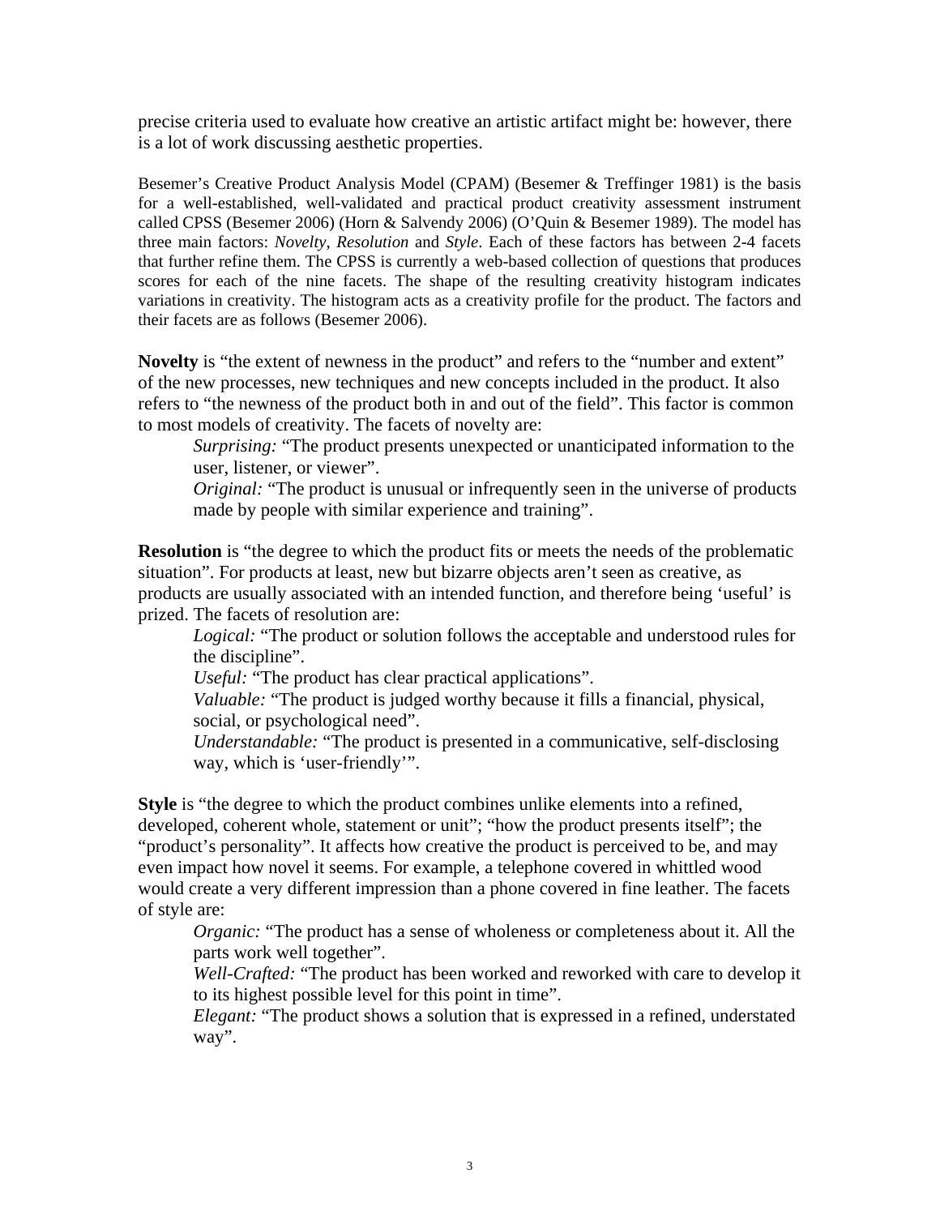precise criteria used to evaluate how creative an artistic artifact might be: however, there is a lot of work discussing aesthetic properties.

Besemer's Creative Product Analysis Model (CPAM) (Besemer & Treffinger 1981) is the basis for a well-established, well-validated and practical product creativity assessment instrument called CPSS (Besemer 2006) (Horn & Salvendy 2006) (O'Quin & Besemer 1989). The model has three main factors: *Novelty*, *Resolution* and *Style*. Each of these factors has between 2-4 facets that further refine them. The CPSS is currently a web-based collection of questions that produces scores for each of the nine facets. The shape of the resulting creativity histogram indicates variations in creativity. The histogram acts as a creativity profile for the product. The factors and their facets are as follows (Besemer 2006).

**Novelty** is "the extent of newness in the product" and refers to the "number and extent" of the new processes, new techniques and new concepts included in the product. It also refers to "the newness of the product both in and out of the field". This factor is common to most models of creativity. The facets of novelty are:

*Surprising:* "The product presents unexpected or unanticipated information to the user, listener, or viewer".

*Original:* "The product is unusual or infrequently seen in the universe of products made by people with similar experience and training".

**Resolution** is "the degree to which the product fits or meets the needs of the problematic situation". For products at least, new but bizarre objects aren't seen as creative, as products are usually associated with an intended function, and therefore being 'useful' is prized. The facets of resolution are:

*Logical:* "The product or solution follows the acceptable and understood rules for the discipline".

*Useful:* "The product has clear practical applications".

*Valuable:* "The product is judged worthy because it fills a financial, physical, social, or psychological need".

*Understandable:* "The product is presented in a communicative, self-disclosing way, which is 'user-friendly'".

**Style** is "the degree to which the product combines unlike elements into a refined, developed, coherent whole, statement or unit"; "how the product presents itself"; the "product's personality". It affects how creative the product is perceived to be, and may even impact how novel it seems. For example, a telephone covered in whittled wood would create a very different impression than a phone covered in fine leather. The facets of style are:

*Organic:* "The product has a sense of wholeness or completeness about it. All the parts work well together".

*Well-Crafted:* "The product has been worked and reworked with care to develop it to its highest possible level for this point in time".

*Elegant:* "The product shows a solution that is expressed in a refined, understated way".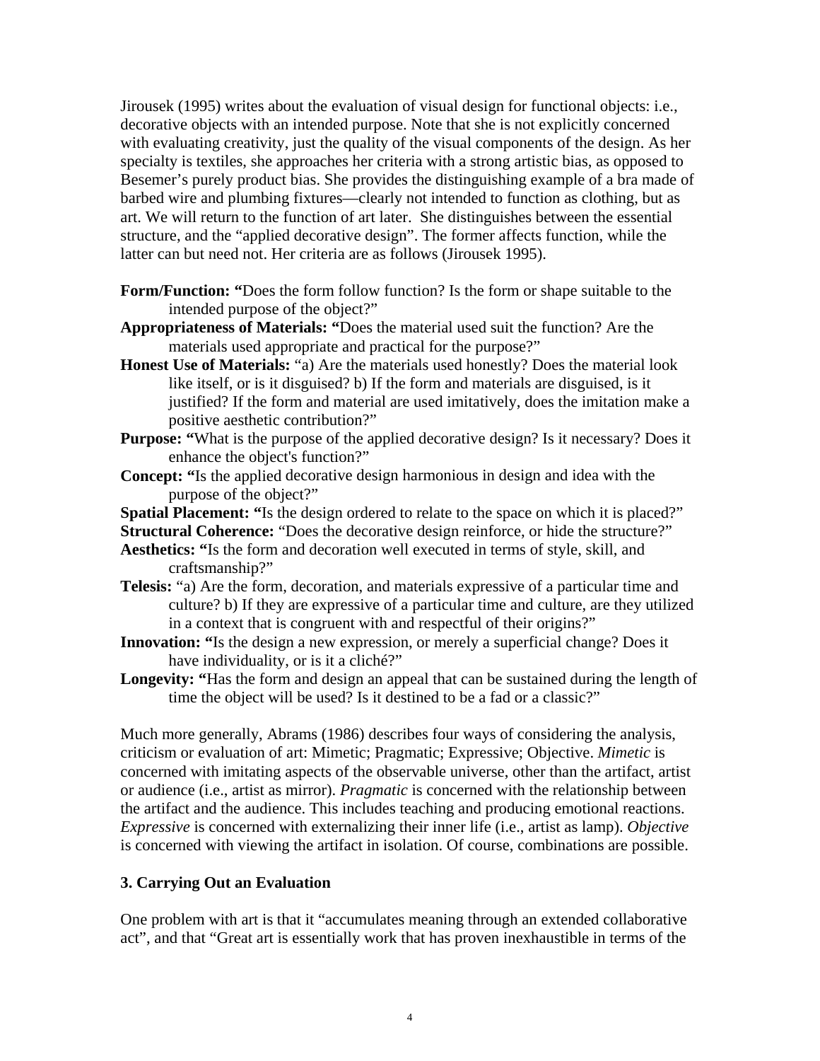Jirousek (1995) writes about the evaluation of visual design for functional objects: i.e., decorative objects with an intended purpose. Note that she is not explicitly concerned with evaluating creativity, just the quality of the visual components of the design. As her specialty is textiles, she approaches her criteria with a strong artistic bias, as opposed to Besemer's purely product bias. She provides the distinguishing example of a bra made of barbed wire and plumbing fixtures—clearly not intended to function as clothing, but as art. We will return to the function of art later. She distinguishes between the essential structure, and the "applied decorative design". The former affects function, while the latter can but need not. Her criteria are as follows (Jirousek 1995).

**Form/Function:** "Does the form follow function? Is the form or shape suitable to the intended purpose of the object?"

**Appropriateness of Materials:** "Does the material used suit the function? Are the materials used appropriate and practical for the purpose?"

**Honest Use of Materials:** "a) Are the materials used honestly? Does the material look like itself, or is it disguised? b) If the form and materials are disguised, is it justified? If the form and material are used imitatively, does the imitation make a positive aesthetic contribution?"

**Purpose:** "What is the purpose of the applied decorative design? Is it necessary? Does it enhance the object's function?"

**Concept:** "Is the applied decorative design harmonious in design and idea with the purpose of the object?"

**Spatial Placement:** "Is the design ordered to relate to the space on which it is placed?"

**Structural Coherence:** "Does the decorative design reinforce, or hide the structure?"

**Aesthetics:** "Is the form and decoration well executed in terms of style, skill, and craftsmanship?"

**Telesis:** "a) Are the form, decoration, and materials expressive of a particular time and culture? b) If they are expressive of a particular time and culture, are they utilized in a context that is congruent with and respectful of their origins?"

**Innovation:** "Is the design a new expression, or merely a superficial change? Does it have individuality, or is it a cliché?"

**Longevity:** "Has the form and design an appeal that can be sustained during the length of time the object will be used? Is it destined to be a fad or a classic?"

Much more generally, Abrams (1986) describes four ways of considering the analysis, criticism or evaluation of art: Mimetic; Pragmatic; Expressive; Objective. *Mimetic* is concerned with imitating aspects of the observable universe, other than the artifact, artist or audience (i.e., artist as mirror). *Pragmatic* is concerned with the relationship between the artifact and the audience. This includes teaching and producing emotional reactions. *Expressive* is concerned with externalizing their inner life (i.e., artist as lamp). *Objective* is concerned with viewing the artifact in isolation. Of course, combinations are possible.

## 3. Carrying Out an Evaluation

One problem with art is that it "accumulates meaning through an extended collaborative act", and that "Great art is essentially work that has proven inexhaustible in terms of the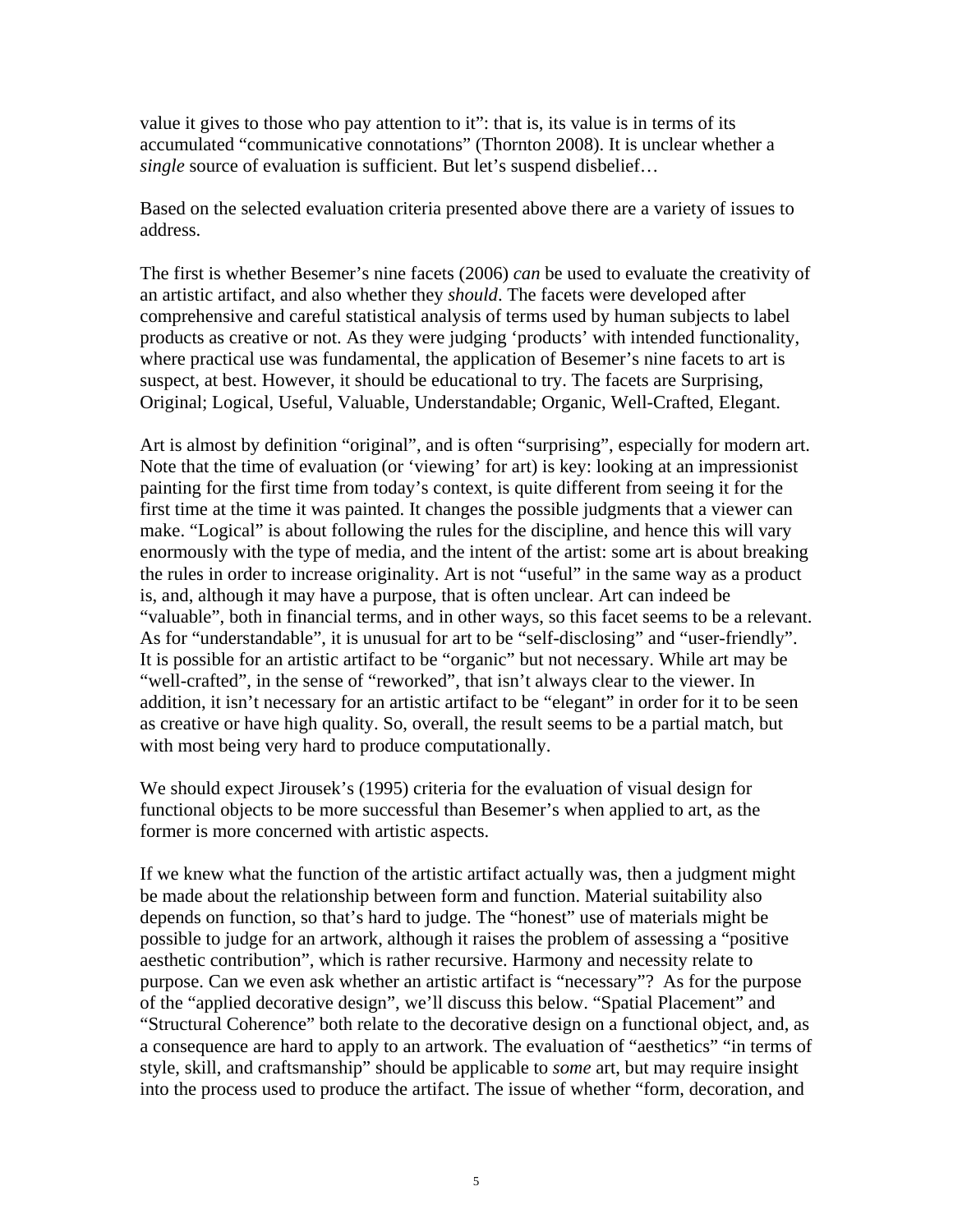value it gives to those who pay attention to it": that is, its value is in terms of its accumulated "communicative connotations" (Thornton 2008). It is unclear whether a *single* source of evaluation is sufficient. But let's suspend disbelief…

Based on the selected evaluation criteria presented above there are a variety of issues to address.

The first is whether Besemer's nine facets (2006) *can* be used to evaluate the creativity of an artistic artifact, and also whether they *should*. The facets were developed after comprehensive and careful statistical analysis of terms used by human subjects to label products as creative or not. As they were judging 'products' with intended functionality, where practical use was fundamental, the application of Besemer's nine facets to art is suspect, at best. However, it should be educational to try. The facets are Surprising, Original; Logical, Useful, Valuable, Understandable; Organic, Well-Crafted, Elegant.

Art is almost by definition "original", and is often "surprising", especially for modern art. Note that the time of evaluation (or 'viewing' for art) is key: looking at an impressionist painting for the first time from today's context, is quite different from seeing it for the first time at the time it was painted. It changes the possible judgments that a viewer can make. "Logical" is about following the rules for the discipline, and hence this will vary enormously with the type of media, and the intent of the artist: some art is about breaking the rules in order to increase originality. Art is not "useful" in the same way as a product is, and, although it may have a purpose, that is often unclear. Art can indeed be "valuable", both in financial terms, and in other ways, so this facet seems to be a relevant. As for "understandable", it is unusual for art to be "self-disclosing" and "user-friendly". It is possible for an artistic artifact to be "organic" but not necessary. While art may be "well-crafted", in the sense of "reworked", that isn't always clear to the viewer. In addition, it isn't necessary for an artistic artifact to be "elegant" in order for it to be seen as creative or have high quality. So, overall, the result seems to be a partial match, but with most being very hard to produce computationally.

We should expect Jirousek's (1995) criteria for the evaluation of visual design for functional objects to be more successful than Besemer's when applied to art, as the former is more concerned with artistic aspects.

If we knew what the function of the artistic artifact actually was, then a judgment might be made about the relationship between form and function. Material suitability also depends on function, so that's hard to judge. The "honest" use of materials might be possible to judge for an artwork, although it raises the problem of assessing a "positive aesthetic contribution", which is rather recursive. Harmony and necessity relate to purpose. Can we even ask whether an artistic artifact is "necessary"? As for the purpose of the "applied decorative design", we'll discuss this below. "Spatial Placement" and "Structural Coherence" both relate to the decorative design on a functional object, and, as a consequence are hard to apply to an artwork. The evaluation of "aesthetics" "in terms of style, skill, and craftsmanship" should be applicable to *some* art, but may require insight into the process used to produce the artifact. The issue of whether "form, decoration, and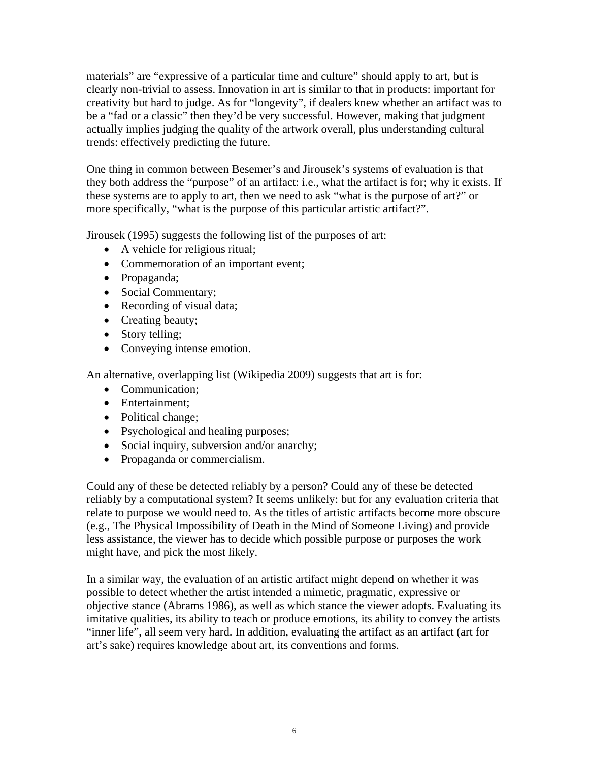materials" are "expressive of a particular time and culture" should apply to art, but is clearly non-trivial to assess. Innovation in art is similar to that in products: important for creativity but hard to judge. As for "longevity", if dealers knew whether an artifact was to be a "fad or a classic" then they'd be very successful. However, making that judgment actually implies judging the quality of the artwork overall, plus understanding cultural trends: effectively predicting the future.

One thing in common between Besemer's and Jirousek's systems of evaluation is that they both address the "purpose" of an artifact: i.e., what the artifact is for; why it exists. If these systems are to apply to art, then we need to ask "what is the purpose of art?" or more specifically, "what is the purpose of this particular artistic artifact?".

Jirousek (1995) suggests the following list of the purposes of art:

- A vehicle for religious ritual;
- Commemoration of an important event;
- Propaganda;
- Social Commentary;
- Recording of visual data;
- Creating beauty;
- Story telling;
- Conveying intense emotion.

An alternative, overlapping list (Wikipedia 2009) suggests that art is for:

- Communication;
- Entertainment;
- Political change;
- Psychological and healing purposes;
- Social inquiry, subversion and/or anarchy;
- Propaganda or commercialism.

Could any of these be detected reliably by a person? Could any of these be detected reliably by a computational system? It seems unlikely: but for any evaluation criteria that relate to purpose we would need to. As the titles of artistic artifacts become more obscure (e.g., The Physical Impossibility of Death in the Mind of Someone Living) and provide less assistance, the viewer has to decide which possible purpose or purposes the work might have, and pick the most likely.

In a similar way, the evaluation of an artistic artifact might depend on whether it was possible to detect whether the artist intended a mimetic, pragmatic, expressive or objective stance (Abrams 1986), as well as which stance the viewer adopts. Evaluating its imitative qualities, its ability to teach or produce emotions, its ability to convey the artists "inner life", all seem very hard. In addition, evaluating the artifact as an artifact (art for art's sake) requires knowledge about art, its conventions and forms.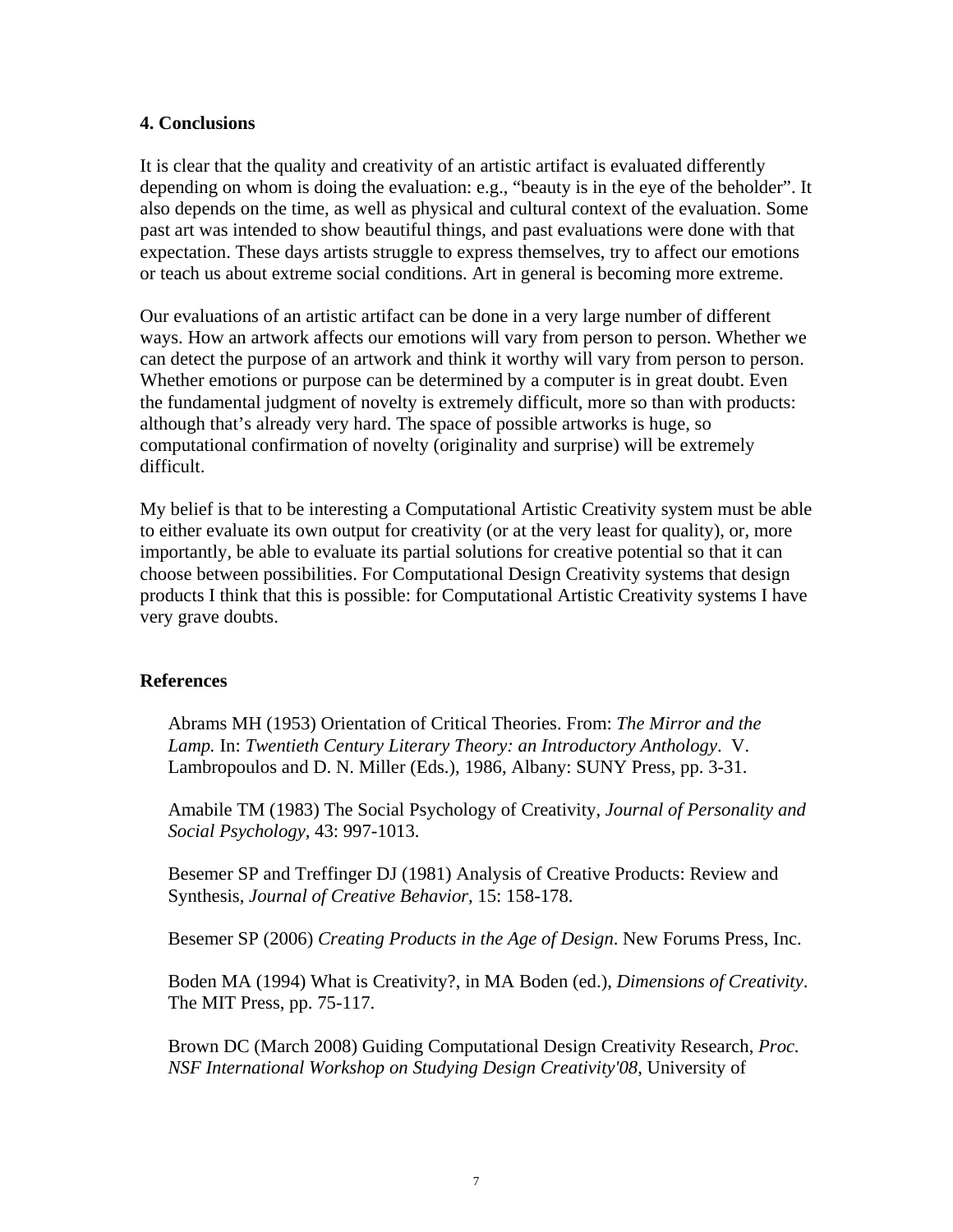## 4. Conclusions

It is clear that the quality and creativity of an artistic artifact is evaluated differently depending on whom is doing the evaluation: e.g., "beauty is in the eye of the beholder". It also depends on the time, as well as physical and cultural context of the evaluation. Some past art was intended to show beautiful things, and past evaluations were done with that expectation. These days artists struggle to express themselves, try to affect our emotions or teach us about extreme social conditions. Art in general is becoming more extreme.

Our evaluations of an artistic artifact can be done in a very large number of different ways. How an artwork affects our emotions will vary from person to person. Whether we can detect the purpose of an artwork and think it worthy will vary from person to person. Whether emotions or purpose can be determined by a computer is in great doubt. Even the fundamental judgment of novelty is extremely difficult, more so than with products: although that's already very hard. The space of possible artworks is huge, so computational confirmation of novelty (originality and surprise) will be extremely difficult.

My belief is that to be interesting a Computational Artistic Creativity system must be able to either evaluate its own output for creativity (or at the very least for quality), or, more importantly, be able to evaluate its partial solutions for creative potential so that it can choose between possibilities. For Computational Design Creativity systems that design products I think that this is possible: for Computational Artistic Creativity systems I have very grave doubts.

## References

Abrams MH (1953) Orientation of Critical Theories. From: *The Mirror and the Lamp.* In: *Twentieth Century Literary Theory: an Introductory Anthology*. V. Lambropoulos and D. N. Miller (Eds.), 1986, Albany: SUNY Press, pp. 3-31.

Amabile TM (1983) The Social Psychology of Creativity, *Journal of Personality and Social Psychology,* 43: 997-1013.

Besemer SP and Treffinger DJ (1981) Analysis of Creative Products: Review and Synthesis, *Journal of Creative Behavior,* 15: 158-178.

Besemer SP (2006) *Creating Products in the Age of Design*. New Forums Press, Inc.

Boden MA (1994) What is Creativity?, in MA Boden (ed.), *Dimensions of Creativity*. The MIT Press, pp. 75-117.

Brown DC (March 2008) Guiding Computational Design Creativity Research, *Proc. NSF International Workshop on Studying Design Creativity'08*, University of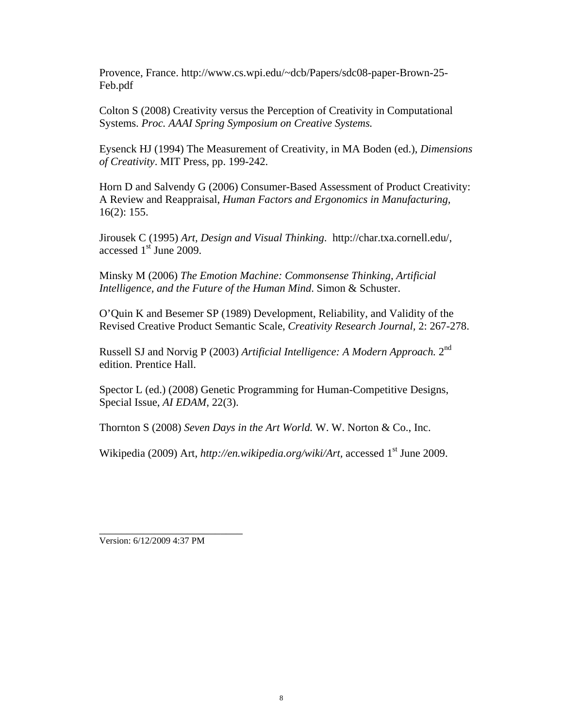Provence, France. http://www.cs.wpi.edu/~dcb/Papers/sdc08-paper-Brown-25-Feb.pdf

Colton S (2008) Creativity versus the Perception of Creativity in Computational Systems. *Proc. AAAI Spring Symposium on Creative Systems.*

Eysenck HJ (1994) The Measurement of Creativity, in MA Boden (ed.), *Dimensions of Creativity*. MIT Press, pp. 199-242.

Horn D and Salvendy G (2006) Consumer-Based Assessment of Product Creativity: A Review and Reappraisal, *Human Factors and Ergonomics in Manufacturing*, 16(2): 155.

Jirousek C (1995) *Art, Design and Visual Thinking*. http://char.txa.cornell.edu/, accessed 1st June 2009.

Minsky M (2006) *The Emotion Machine: Commonsense Thinking, Artificial Intelligence, and the Future of the Human Mind*. Simon & Schuster.

O'Quin K and Besemer SP (1989) Development, Reliability, and Validity of the Revised Creative Product Semantic Scale, *Creativity Research Journal*, 2: 267-278.

Russell SJ and Norvig P (2003) *Artificial Intelligence: A Modern Approach.* 2nd edition. Prentice Hall.

Spector L (ed.) (2008) Genetic Programming for Human-Competitive Designs, Special Issue, *AI EDAM*, 22(3).

Thornton S (2008) *Seven Days in the Art World.* W. W. Norton & Co., Inc.

Wikipedia (2009) Art, *http://en.wikipedia.org/wiki/Art*, accessed 1st June 2009.

---

Version: 6/12/2009 4:37 PM